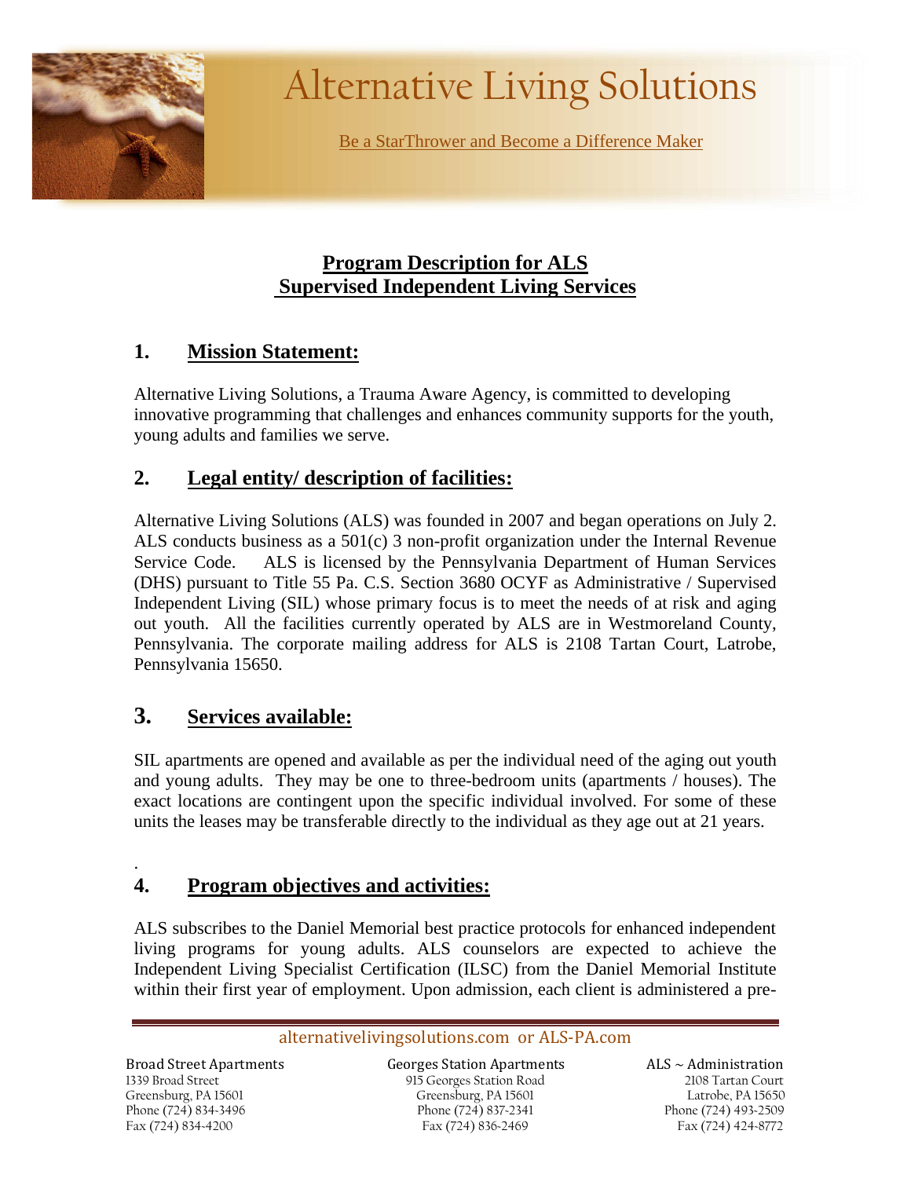# Alternative Living Solutions

Be a StarThrower and Become a Difference Maker

## Program Description for ALS Supervised Independent Living Services

## 1. Mission Statement:

Alternative Living Solutions, a Trauma Aware Agency, is committed to developing innovative programming that challenges and enhances community supports for the youth, young adults and families we serve.

## 2. Legal entity/ description of facilities:

Alternative Living Solutions (ALS) was founded in 2007 and began operations on July 2. ALS conducts business as a 501(c) 3 non-profit organization under the Internal Revenue Service Code. ALS is licensed by the Pennsylvania Department of Human Services (DHS) pursuant to Title 55 Pa. C.S. Section 3680 OCYF as Administrative / Supervised Independent Living (SIL) whose primary focus is to meet the needs of at risk and aging out youth. All the facilities currently operated by ALS are in Westmoreland County, Pennsylvania. The corporate mailing address for ALS is 2108 Tartan Court, Latrobe, Pennsylvania 15650.

## 3. Services available:

SIL apartments are opened and available as per the individual need of the aging out youth and young adults. They may be one to three-bedroom units (apartments / houses). The exact locations are contingent upon the specific individual involved. For some of these units the leases may be transferable directly to the individual as they age out at 21 years.

## 4. Program objectives and activities:

ALS subscribes to the Daniel Memorial best practice protocols for enhanced independent living programs for young adults. ALS counselors are expected to achieve the Independent Living Specialist Certification (ILSC) from the Daniel Memorial Institute within their first year of employment. Upon admission, each client is administered a pre-

alternativelivingsolutions.com or ALS-PA.com

**Broad Street Apartments**
1339 Broad Street
Greensburg, PA 15601
Phone (724) 834-3496
Fax (724) 834-4200

**Georges Station Apartments**
915 Georges Station Road
Greensburg, PA 15601
Phone (724) 837-2341
Fax (724) 836-2469

**ALS ~ Administration**
2108 Tartan Court
Latrobe, PA 15650
Phone (724) 493-2509
Fax (724) 424-8772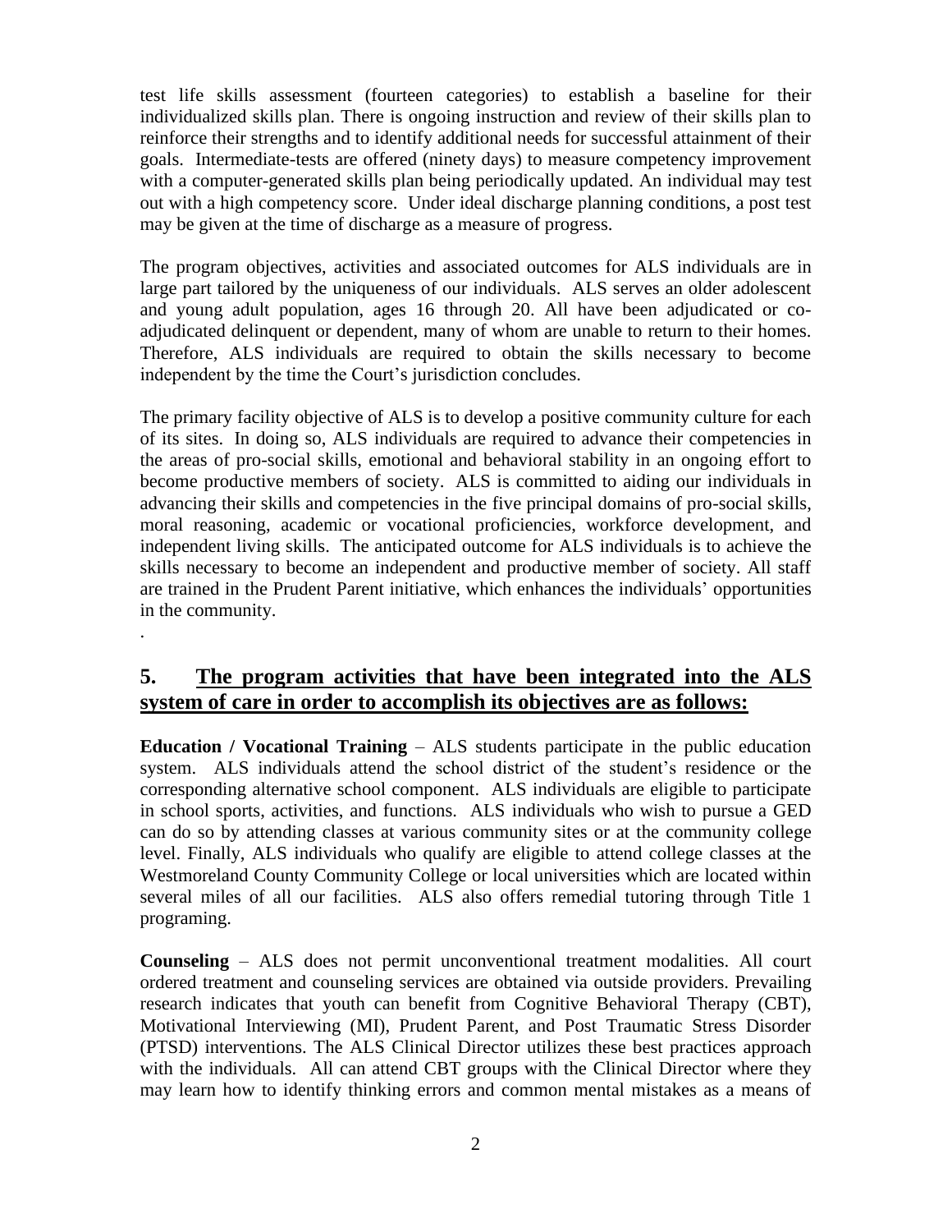test life skills assessment (fourteen categories) to establish a baseline for their individualized skills plan. There is ongoing instruction and review of their skills plan to reinforce their strengths and to identify additional needs for successful attainment of their goals. Intermediate-tests are offered (ninety days) to measure competency improvement with a computer-generated skills plan being periodically updated. An individual may test out with a high competency score. Under ideal discharge planning conditions, a post test may be given at the time of discharge as a measure of progress.

The program objectives, activities and associated outcomes for ALS individuals are in large part tailored by the uniqueness of our individuals. ALS serves an older adolescent and young adult population, ages 16 through 20. All have been adjudicated or co-adjudicated delinquent or dependent, many of whom are unable to return to their homes. Therefore, ALS individuals are required to obtain the skills necessary to become independent by the time the Court's jurisdiction concludes.

The primary facility objective of ALS is to develop a positive community culture for each of its sites. In doing so, ALS individuals are required to advance their competencies in the areas of pro-social skills, emotional and behavioral stability in an ongoing effort to become productive members of society. ALS is committed to aiding our individuals in advancing their skills and competencies in the five principal domains of pro-social skills, moral reasoning, academic or vocational proficiencies, workforce development, and independent living skills. The anticipated outcome for ALS individuals is to achieve the skills necessary to become an independent and productive member of society. All staff are trained in the Prudent Parent initiative, which enhances the individuals' opportunities in the community.

.

## 5. <u>The program activities that have been integrated into the ALS system of care in order to accomplish its objectives are as follows:</u>

**Education / Vocational Training** – ALS students participate in the public education system. ALS individuals attend the school district of the student's residence or the corresponding alternative school component. ALS individuals are eligible to participate in school sports, activities, and functions. ALS individuals who wish to pursue a GED can do so by attending classes at various community sites or at the community college level. Finally, ALS individuals who qualify are eligible to attend college classes at the Westmoreland County Community College or local universities which are located within several miles of all our facilities. ALS also offers remedial tutoring through Title 1 programing.

**Counseling** – ALS does not permit unconventional treatment modalities. All court ordered treatment and counseling services are obtained via outside providers. Prevailing research indicates that youth can benefit from Cognitive Behavioral Therapy (CBT), Motivational Interviewing (MI), Prudent Parent, and Post Traumatic Stress Disorder (PTSD) interventions. The ALS Clinical Director utilizes these best practices approach with the individuals. All can attend CBT groups with the Clinical Director where they may learn how to identify thinking errors and common mental mistakes as a means of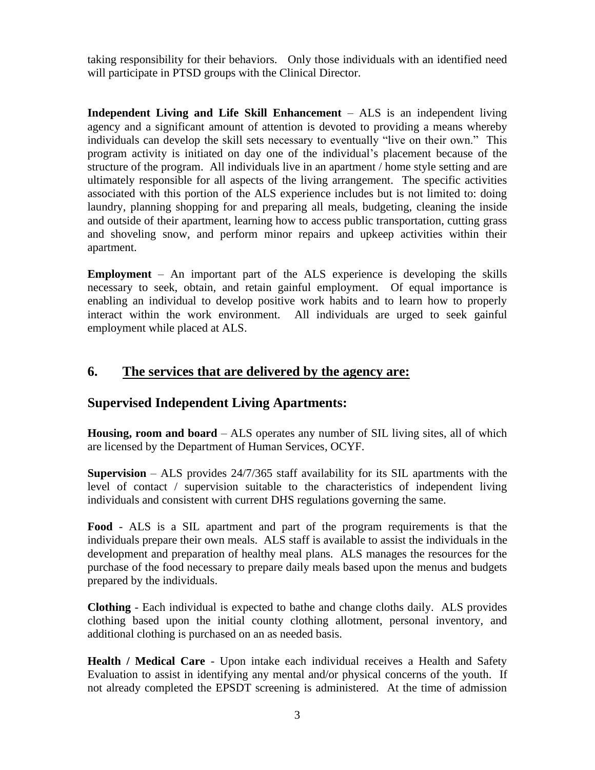taking responsibility for their behaviors. Only those individuals with an identified need will participate in PTSD groups with the Clinical Director.

**Independent Living and Life Skill Enhancement** – ALS is an independent living agency and a significant amount of attention is devoted to providing a means whereby individuals can develop the skill sets necessary to eventually "live on their own." This program activity is initiated on day one of the individual's placement because of the structure of the program. All individuals live in an apartment / home style setting and are ultimately responsible for all aspects of the living arrangement. The specific activities associated with this portion of the ALS experience includes but is not limited to: doing laundry, planning shopping for and preparing all meals, budgeting, cleaning the inside and outside of their apartment, learning how to access public transportation, cutting grass and shoveling snow, and perform minor repairs and upkeep activities within their apartment.

**Employment** – An important part of the ALS experience is developing the skills necessary to seek, obtain, and retain gainful employment. Of equal importance is enabling an individual to develop positive work habits and to learn how to properly interact within the work environment. All individuals are urged to seek gainful employment while placed at ALS.

## 6. <u>The services that are delivered by the agency are:</u>

## Supervised Independent Living Apartments:

**Housing, room and board** – ALS operates any number of SIL living sites, all of which are licensed by the Department of Human Services, OCYF.

**Supervision** – ALS provides 24/7/365 staff availability for its SIL apartments with the level of contact / supervision suitable to the characteristics of independent living individuals and consistent with current DHS regulations governing the same.

**Food** - ALS is a SIL apartment and part of the program requirements is that the individuals prepare their own meals. ALS staff is available to assist the individuals in the development and preparation of healthy meal plans. ALS manages the resources for the purchase of the food necessary to prepare daily meals based upon the menus and budgets prepared by the individuals.

**Clothing** - Each individual is expected to bathe and change cloths daily. ALS provides clothing based upon the initial county clothing allotment, personal inventory, and additional clothing is purchased on an as needed basis.

**Health / Medical Care** - Upon intake each individual receives a Health and Safety Evaluation to assist in identifying any mental and/or physical concerns of the youth. If not already completed the EPSDT screening is administered. At the time of admission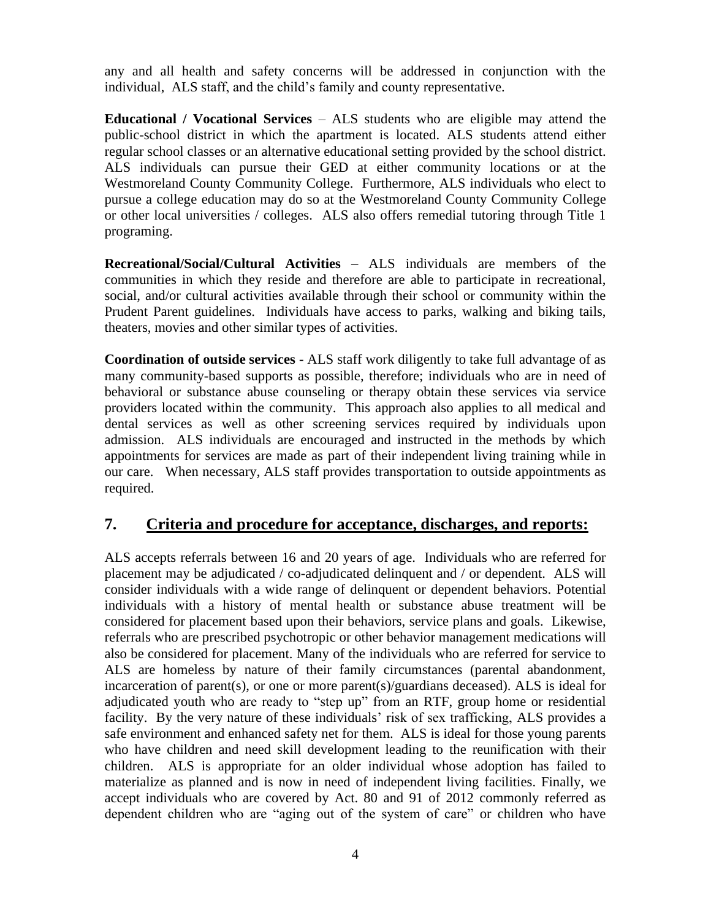any and all health and safety concerns will be addressed in conjunction with the individual, ALS staff, and the child's family and county representative.

**Educational / Vocational Services** – ALS students who are eligible may attend the public-school district in which the apartment is located. ALS students attend either regular school classes or an alternative educational setting provided by the school district. ALS individuals can pursue their GED at either community locations or at the Westmoreland County Community College. Furthermore, ALS individuals who elect to pursue a college education may do so at the Westmoreland County Community College or other local universities / colleges. ALS also offers remedial tutoring through Title 1 programing.

**Recreational/Social/Cultural Activities** – ALS individuals are members of the communities in which they reside and therefore are able to participate in recreational, social, and/or cultural activities available through their school or community within the Prudent Parent guidelines. Individuals have access to parks, walking and biking tails, theaters, movies and other similar types of activities.

**Coordination of outside services -** ALS staff work diligently to take full advantage of as many community-based supports as possible, therefore; individuals who are in need of behavioral or substance abuse counseling or therapy obtain these services via service providers located within the community. This approach also applies to all medical and dental services as well as other screening services required by individuals upon admission. ALS individuals are encouraged and instructed in the methods by which appointments for services are made as part of their independent living training while in our care. When necessary, ALS staff provides transportation to outside appointments as required.

## 7. Criteria and procedure for acceptance, discharges, and reports:

ALS accepts referrals between 16 and 20 years of age. Individuals who are referred for placement may be adjudicated / co-adjudicated delinquent and / or dependent. ALS will consider individuals with a wide range of delinquent or dependent behaviors. Potential individuals with a history of mental health or substance abuse treatment will be considered for placement based upon their behaviors, service plans and goals. Likewise, referrals who are prescribed psychotropic or other behavior management medications will also be considered for placement. Many of the individuals who are referred for service to ALS are homeless by nature of their family circumstances (parental abandonment, incarceration of parent(s), or one or more parent(s)/guardians deceased). ALS is ideal for adjudicated youth who are ready to "step up" from an RTF, group home or residential facility. By the very nature of these individuals' risk of sex trafficking, ALS provides a safe environment and enhanced safety net for them. ALS is ideal for those young parents who have children and need skill development leading to the reunification with their children. ALS is appropriate for an older individual whose adoption has failed to materialize as planned and is now in need of independent living facilities. Finally, we accept individuals who are covered by Act. 80 and 91 of 2012 commonly referred as dependent children who are "aging out of the system of care" or children who have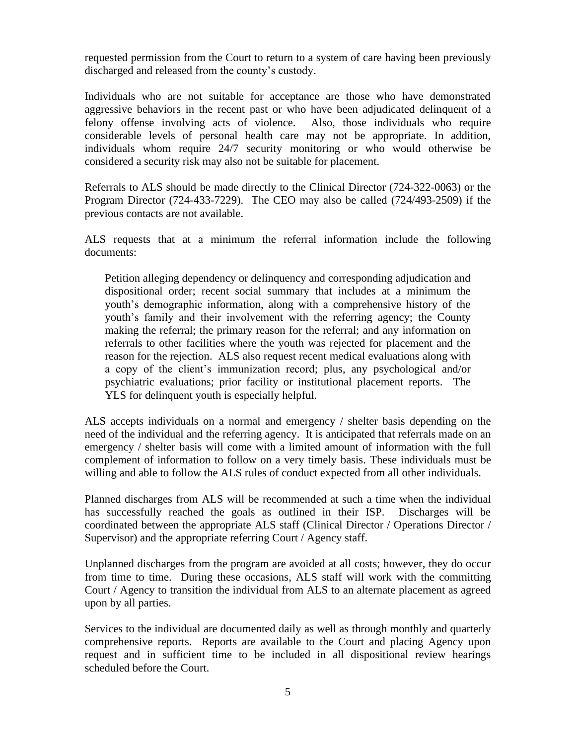requested permission from the Court to return to a system of care having been previously discharged and released from the county's custody.

Individuals who are not suitable for acceptance are those who have demonstrated aggressive behaviors in the recent past or who have been adjudicated delinquent of a felony offense involving acts of violence. Also, those individuals who require considerable levels of personal health care may not be appropriate. In addition, individuals whom require 24/7 security monitoring or who would otherwise be considered a security risk may also not be suitable for placement.

Referrals to ALS should be made directly to the Clinical Director (724-322-0063) or the Program Director (724-433-7229). The CEO may also be called (724/493-2509) if the previous contacts are not available.

ALS requests that at a minimum the referral information include the following documents:

> Petition alleging dependency or delinquency and corresponding adjudication and dispositional order; recent social summary that includes at a minimum the youth's demographic information, along with a comprehensive history of the youth's family and their involvement with the referring agency; the County making the referral; the primary reason for the referral; and any information on referrals to other facilities where the youth was rejected for placement and the reason for the rejection. ALS also request recent medical evaluations along with a copy of the client's immunization record; plus, any psychological and/or psychiatric evaluations; prior facility or institutional placement reports. The YLS for delinquent youth is especially helpful.

ALS accepts individuals on a normal and emergency / shelter basis depending on the need of the individual and the referring agency. It is anticipated that referrals made on an emergency / shelter basis will come with a limited amount of information with the full complement of information to follow on a very timely basis. These individuals must be willing and able to follow the ALS rules of conduct expected from all other individuals.

Planned discharges from ALS will be recommended at such a time when the individual has successfully reached the goals as outlined in their ISP. Discharges will be coordinated between the appropriate ALS staff (Clinical Director / Operations Director / Supervisor) and the appropriate referring Court / Agency staff.

Unplanned discharges from the program are avoided at all costs; however, they do occur from time to time. During these occasions, ALS staff will work with the committing Court / Agency to transition the individual from ALS to an alternate placement as agreed upon by all parties.

Services to the individual are documented daily as well as through monthly and quarterly comprehensive reports. Reports are available to the Court and placing Agency upon request and in sufficient time to be included in all dispositional review hearings scheduled before the Court.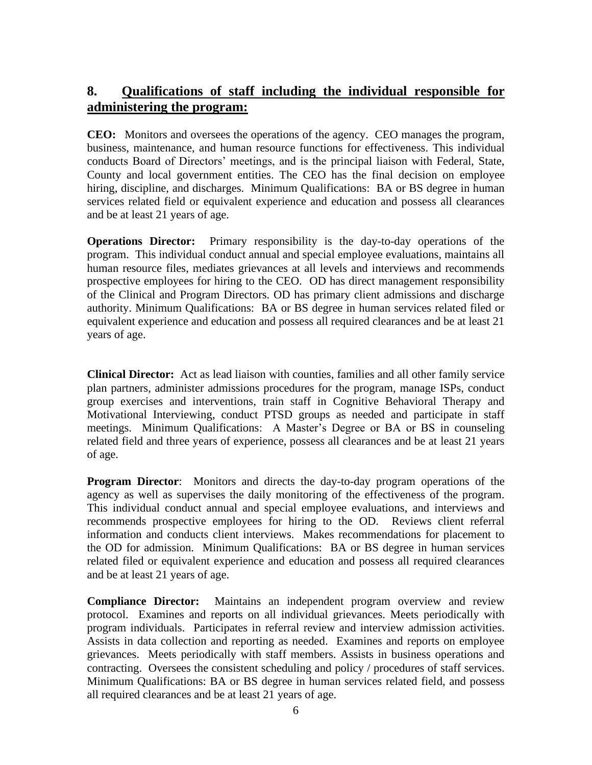## 8. Qualifications of staff including the individual responsible for administering the program:

**CEO:** Monitors and oversees the operations of the agency. CEO manages the program, business, maintenance, and human resource functions for effectiveness. This individual conducts Board of Directors' meetings, and is the principal liaison with Federal, State, County and local government entities. The CEO has the final decision on employee hiring, discipline, and discharges. Minimum Qualifications: BA or BS degree in human services related field or equivalent experience and education and possess all clearances and be at least 21 years of age.

**Operations Director:** Primary responsibility is the day-to-day operations of the program. This individual conduct annual and special employee evaluations, maintains all human resource files, mediates grievances at all levels and interviews and recommends prospective employees for hiring to the CEO. OD has direct management responsibility of the Clinical and Program Directors. OD has primary client admissions and discharge authority. Minimum Qualifications: BA or BS degree in human services related filed or equivalent experience and education and possess all required clearances and be at least 21 years of age.

**Clinical Director:** Act as lead liaison with counties, families and all other family service plan partners, administer admissions procedures for the program, manage ISPs, conduct group exercises and interventions, train staff in Cognitive Behavioral Therapy and Motivational Interviewing, conduct PTSD groups as needed and participate in staff meetings. Minimum Qualifications: A Master's Degree or BA or BS in counseling related field and three years of experience, possess all clearances and be at least 21 years of age.

**Program Director**: Monitors and directs the day-to-day program operations of the agency as well as supervises the daily monitoring of the effectiveness of the program. This individual conduct annual and special employee evaluations, and interviews and recommends prospective employees for hiring to the OD. Reviews client referral information and conducts client interviews. Makes recommendations for placement to the OD for admission. Minimum Qualifications: BA or BS degree in human services related filed or equivalent experience and education and possess all required clearances and be at least 21 years of age.

**Compliance Director:** Maintains an independent program overview and review protocol. Examines and reports on all individual grievances. Meets periodically with program individuals. Participates in referral review and interview admission activities. Assists in data collection and reporting as needed. Examines and reports on employee grievances. Meets periodically with staff members. Assists in business operations and contracting. Oversees the consistent scheduling and policy / procedures of staff services. Minimum Qualifications: BA or BS degree in human services related field, and possess all required clearances and be at least 21 years of age.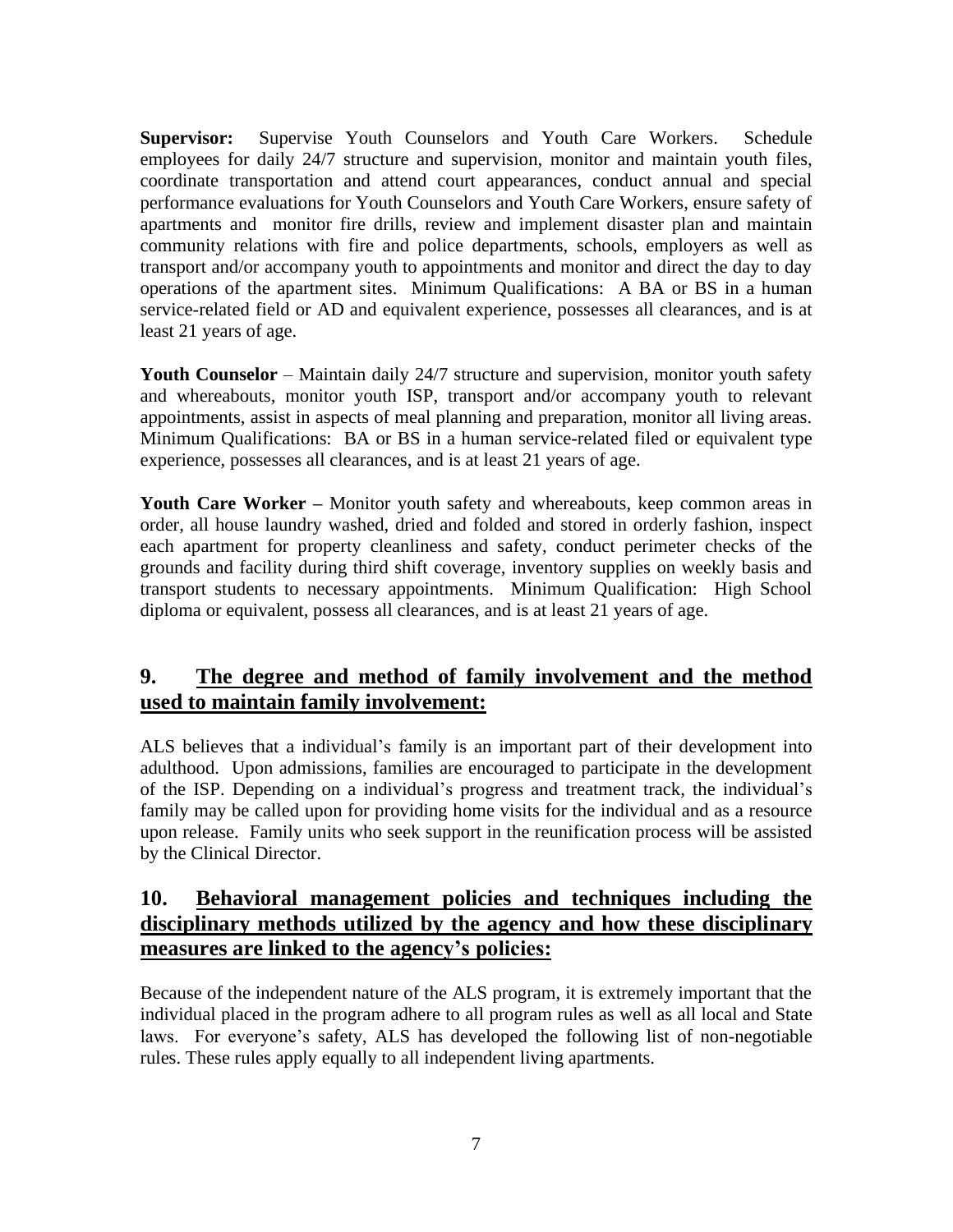**Supervisor:** Supervise Youth Counselors and Youth Care Workers. Schedule employees for daily 24/7 structure and supervision, monitor and maintain youth files, coordinate transportation and attend court appearances, conduct annual and special performance evaluations for Youth Counselors and Youth Care Workers, ensure safety of apartments and monitor fire drills, review and implement disaster plan and maintain community relations with fire and police departments, schools, employers as well as transport and/or accompany youth to appointments and monitor and direct the day to day operations of the apartment sites. Minimum Qualifications: A BA or BS in a human service-related field or AD and equivalent experience, possesses all clearances, and is at least 21 years of age.

**Youth Counselor** – Maintain daily 24/7 structure and supervision, monitor youth safety and whereabouts, monitor youth ISP, transport and/or accompany youth to relevant appointments, assist in aspects of meal planning and preparation, monitor all living areas. Minimum Qualifications: BA or BS in a human service-related filed or equivalent type experience, possesses all clearances, and is at least 21 years of age.

**Youth Care Worker –** Monitor youth safety and whereabouts, keep common areas in order, all house laundry washed, dried and folded and stored in orderly fashion, inspect each apartment for property cleanliness and safety, conduct perimeter checks of the grounds and facility during third shift coverage, inventory supplies on weekly basis and transport students to necessary appointments. Minimum Qualification: High School diploma or equivalent, possess all clearances, and is at least 21 years of age.

## 9. The degree and method of family involvement and the method used to maintain family involvement:

ALS believes that a individual's family is an important part of their development into adulthood. Upon admissions, families are encouraged to participate in the development of the ISP. Depending on a individual's progress and treatment track, the individual's family may be called upon for providing home visits for the individual and as a resource upon release. Family units who seek support in the reunification process will be assisted by the Clinical Director.

## 10. Behavioral management policies and techniques including the disciplinary methods utilized by the agency and how these disciplinary measures are linked to the agency's policies:

Because of the independent nature of the ALS program, it is extremely important that the individual placed in the program adhere to all program rules as well as all local and State laws. For everyone's safety, ALS has developed the following list of non-negotiable rules. These rules apply equally to all independent living apartments.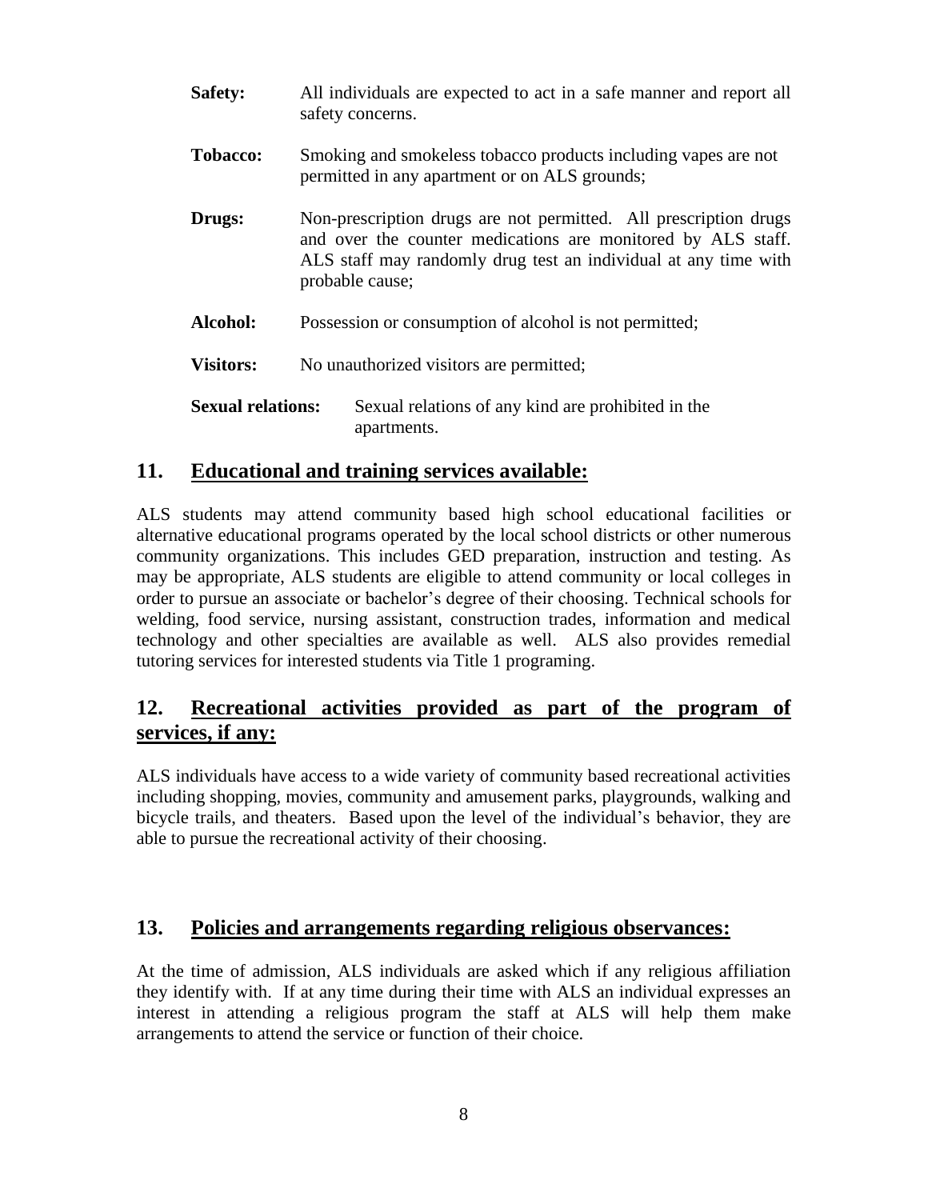**Safety:** All individuals are expected to act in a safe manner and report all safety concerns.

**Tobacco:** Smoking and smokeless tobacco products including vapes are not permitted in any apartment or on ALS grounds;

**Drugs:** Non-prescription drugs are not permitted. All prescription drugs and over the counter medications are monitored by ALS staff. ALS staff may randomly drug test an individual at any time with probable cause;

**Alcohol:** Possession or consumption of alcohol is not permitted;

**Visitors:** No unauthorized visitors are permitted;

**Sexual relations:** Sexual relations of any kind are prohibited in the apartments.

## 11. Educational and training services available:

ALS students may attend community based high school educational facilities or alternative educational programs operated by the local school districts or other numerous community organizations. This includes GED preparation, instruction and testing. As may be appropriate, ALS students are eligible to attend community or local colleges in order to pursue an associate or bachelor's degree of their choosing. Technical schools for welding, food service, nursing assistant, construction trades, information and medical technology and other specialties are available as well. ALS also provides remedial tutoring services for interested students via Title 1 programing.

## 12. Recreational activities provided as part of the program of services, if any:

ALS individuals have access to a wide variety of community based recreational activities including shopping, movies, community and amusement parks, playgrounds, walking and bicycle trails, and theaters. Based upon the level of the individual's behavior, they are able to pursue the recreational activity of their choosing.

## 13. Policies and arrangements regarding religious observances:

At the time of admission, ALS individuals are asked which if any religious affiliation they identify with. If at any time during their time with ALS an individual expresses an interest in attending a religious program the staff at ALS will help them make arrangements to attend the service or function of their choice.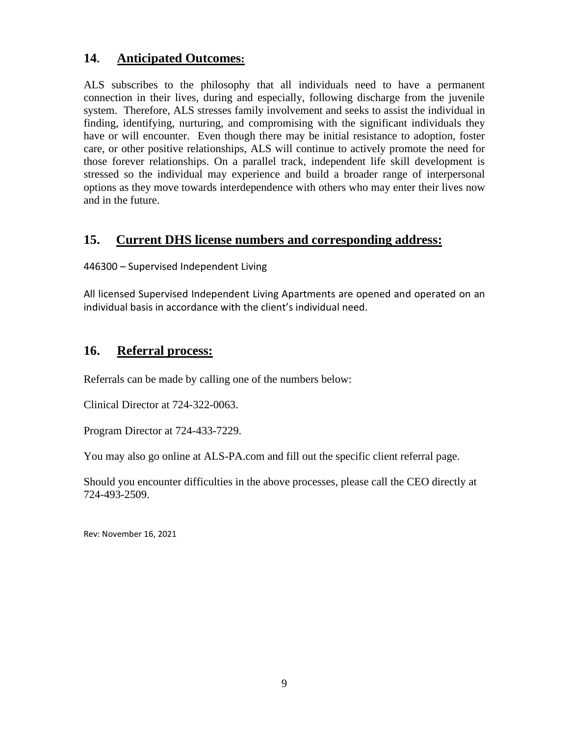## 14. Anticipated Outcomes:

ALS subscribes to the philosophy that all individuals need to have a permanent connection in their lives, during and especially, following discharge from the juvenile system. Therefore, ALS stresses family involvement and seeks to assist the individual in finding, identifying, nurturing, and compromising with the significant individuals they have or will encounter. Even though there may be initial resistance to adoption, foster care, or other positive relationships, ALS will continue to actively promote the need for those forever relationships. On a parallel track, independent life skill development is stressed so the individual may experience and build a broader range of interpersonal options as they move towards interdependence with others who may enter their lives now and in the future.

## 15. Current DHS license numbers and corresponding address:

446300 – Supervised Independent Living

All licensed Supervised Independent Living Apartments are opened and operated on an individual basis in accordance with the client's individual need.

## 16. Referral process:

Referrals can be made by calling one of the numbers below:

Clinical Director at 724-322-0063.

Program Director at 724-433-7229.

You may also go online at ALS-PA.com and fill out the specific client referral page.

Should you encounter difficulties in the above processes, please call the CEO directly at 724-493-2509.

Rev: November 16, 2021